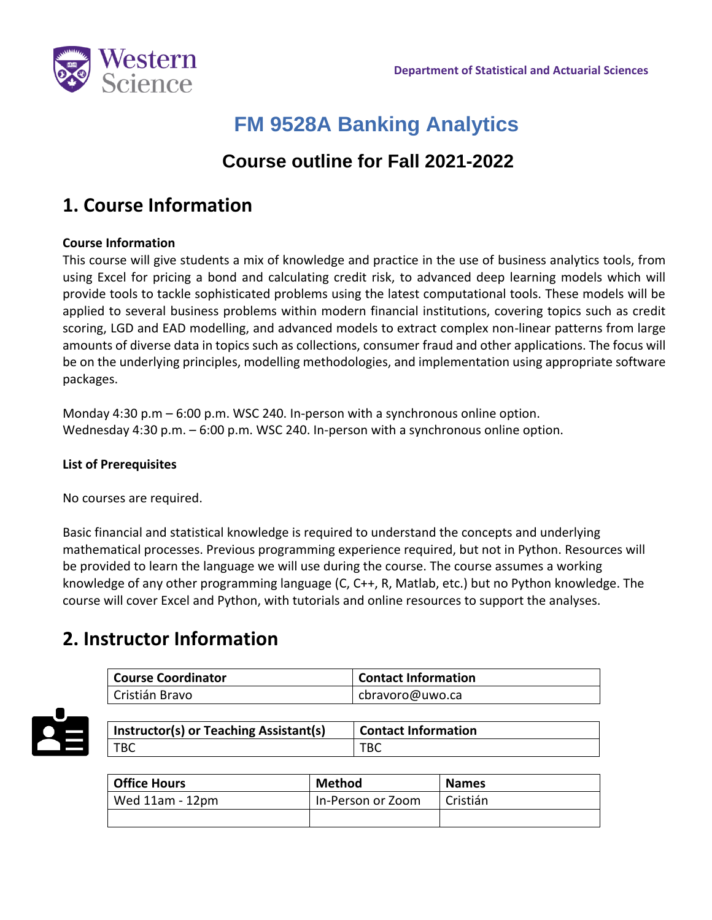Department of Statistical and Actuarial Sciences

# FM 9528A Banking Analytics

## Course outline for Fall 2021-2022

## 1. Course Information

**Course Information**

This course will give students a mix of knowledge and practice in the use of business analytics tools, from using Excel for pricing a bond and calculating credit risk, to advanced deep learning models which will provide tools to tackle sophisticated problems using the latest computational tools. These models will be applied to several business problems within modern financial institutions, covering topics such as credit scoring, LGD and EAD modelling, and advanced models to extract complex non-linear patterns from large amounts of diverse data in topics such as collections, consumer fraud and other applications. The focus will be on the underlying principles, modelling methodologies, and implementation using appropriate software packages.

Monday 4:30 p.m – 6:00 p.m. WSC 240. In-person with a synchronous online option.
Wednesday 4:30 p.m. – 6:00 p.m. WSC 240. In-person with a synchronous online option.

**List of Prerequisites**

No courses are required.

Basic financial and statistical knowledge is required to understand the concepts and underlying mathematical processes. Previous programming experience required, but not in Python. Resources will be provided to learn the language we will use during the course. The course assumes a working knowledge of any other programming language (C, C++, R, Matlab, etc.) but no Python knowledge. The course will cover Excel and Python, with tutorials and online resources to support the analyses.

## 2. Instructor Information

| Course Coordinator | Contact Information |
|---|---|
| Cristián Bravo | cbravoro@uwo.ca |

| Instructor(s) or Teaching Assistant(s) | Contact Information |
|---|---|
| TBC | TBC |

| Office Hours | Method | Names |
|---|---|---|
| Wed 11am - 12pm | In-Person or Zoom | Cristián |
| | | |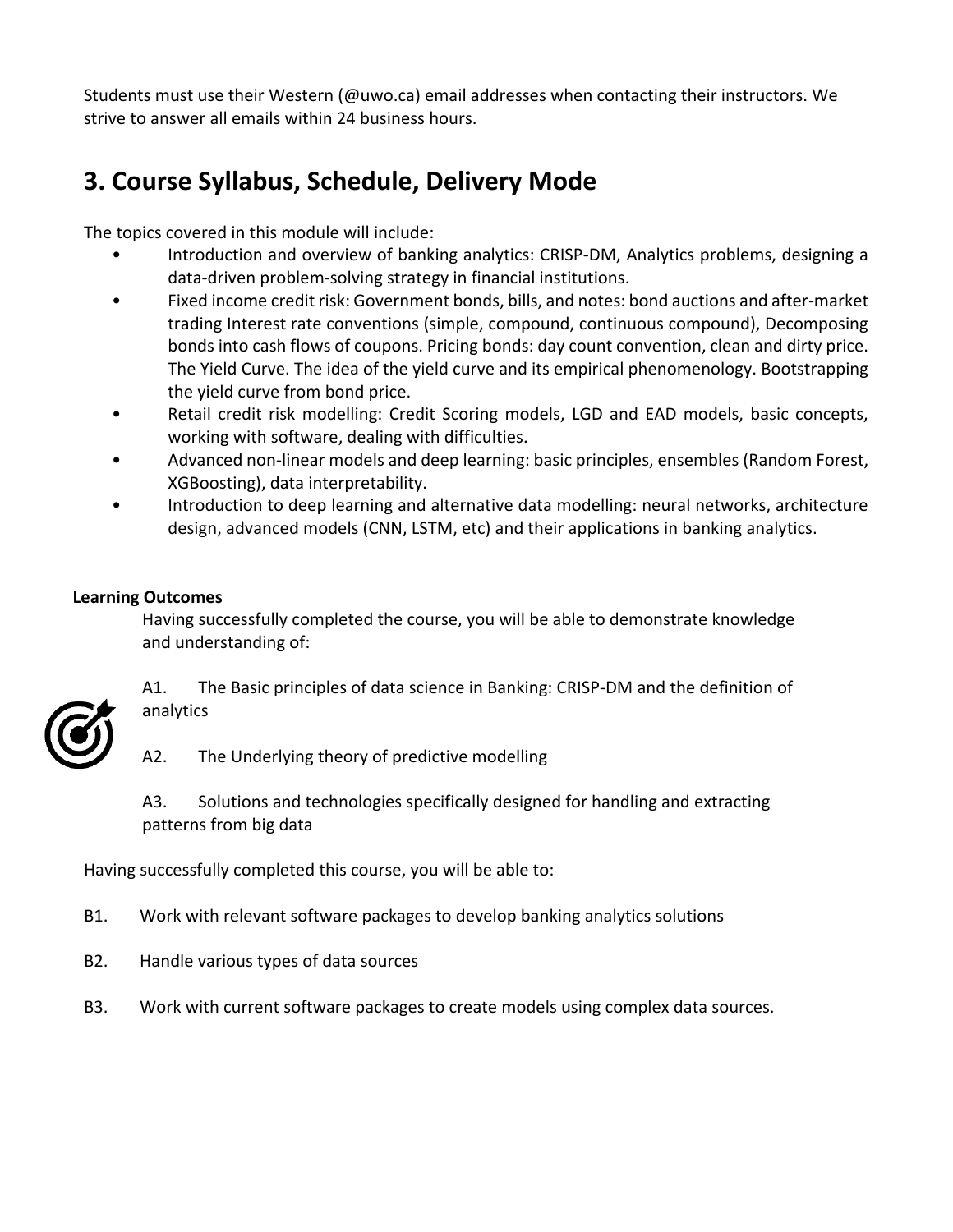Students must use their Western (@uwo.ca) email addresses when contacting their instructors. We strive to answer all emails within 24 business hours.

## 3. Course Syllabus, Schedule, Delivery Mode

The topics covered in this module will include:

- Introduction and overview of banking analytics: CRISP-DM, Analytics problems, designing a data-driven problem-solving strategy in financial institutions.
- Fixed income credit risk: Government bonds, bills, and notes: bond auctions and after-market trading Interest rate conventions (simple, compound, continuous compound), Decomposing bonds into cash flows of coupons. Pricing bonds: day count convention, clean and dirty price. The Yield Curve. The idea of the yield curve and its empirical phenomenology. Bootstrapping the yield curve from bond price.
- Retail credit risk modelling: Credit Scoring models, LGD and EAD models, basic concepts, working with software, dealing with difficulties.
- Advanced non-linear models and deep learning: basic principles, ensembles (Random Forest, XGBoosting), data interpretability.
- Introduction to deep learning and alternative data modelling: neural networks, architecture design, advanced models (CNN, LSTM, etc) and their applications in banking analytics.

**Learning Outcomes**

Having successfully completed the course, you will be able to demonstrate knowledge and understanding of:

A1. The Basic principles of data science in Banking: CRISP-DM and the definition of analytics

A2. The Underlying theory of predictive modelling

A3. Solutions and technologies specifically designed for handling and extracting patterns from big data

Having successfully completed this course, you will be able to:

B1. Work with relevant software packages to develop banking analytics solutions

B2. Handle various types of data sources

B3. Work with current software packages to create models using complex data sources.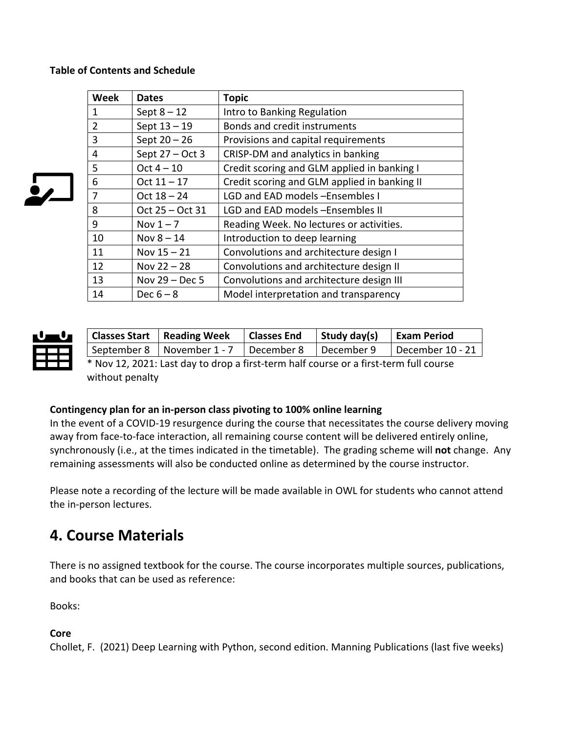**Table of Contents and Schedule**

| Week | Dates | Topic |
| --- | --- | --- |
| 1 | Sept 8 – 12 | Intro to Banking Regulation |
| 2 | Sept 13 – 19 | Bonds and credit instruments |
| 3 | Sept 20 – 26 | Provisions and capital requirements |
| 4 | Sept 27 – Oct 3 | CRISP-DM and analytics in banking |
| 5 | Oct 4 – 10 | Credit scoring and GLM applied in banking I |
| 6 | Oct 11 – 17 | Credit scoring and GLM applied in banking II |
| 7 | Oct 18 – 24 | LGD and EAD models –Ensembles I |
| 8 | Oct 25 – Oct 31 | LGD and EAD models –Ensembles II |
| 9 | Nov 1 – 7 | Reading Week. No lectures or activities. |
| 10 | Nov 8 – 14 | Introduction to deep learning |
| 11 | Nov 15 – 21 | Convolutions and architecture design I |
| 12 | Nov 22 – 28 | Convolutions and architecture design II |
| 13 | Nov 29 – Dec 5 | Convolutions and architecture design III |
| 14 | Dec 6 – 8 | Model interpretation and transparency |

| Classes Start | Reading Week | Classes End | Study day(s) | Exam Period |
| --- | --- | --- | --- | --- |
| September 8 | November 1 - 7 | December 8 | December 9 | December 10 - 21 |

* Nov 12, 2021: Last day to drop a first-term half course or a first-term full course without penalty

**Contingency plan for an in-person class pivoting to 100% online learning**
In the event of a COVID-19 resurgence during the course that necessitates the course delivery moving away from face-to-face interaction, all remaining course content will be delivered entirely online, synchronously (i.e., at the times indicated in the timetable). The grading scheme will **not** change. Any remaining assessments will also be conducted online as determined by the course instructor.

Please note a recording of the lecture will be made available in OWL for students who cannot attend the in-person lectures.

# 4. Course Materials

There is no assigned textbook for the course. The course incorporates multiple sources, publications, and books that can be used as reference:

Books:

**Core**
Chollet, F. (2021) Deep Learning with Python, second edition. Manning Publications (last five weeks)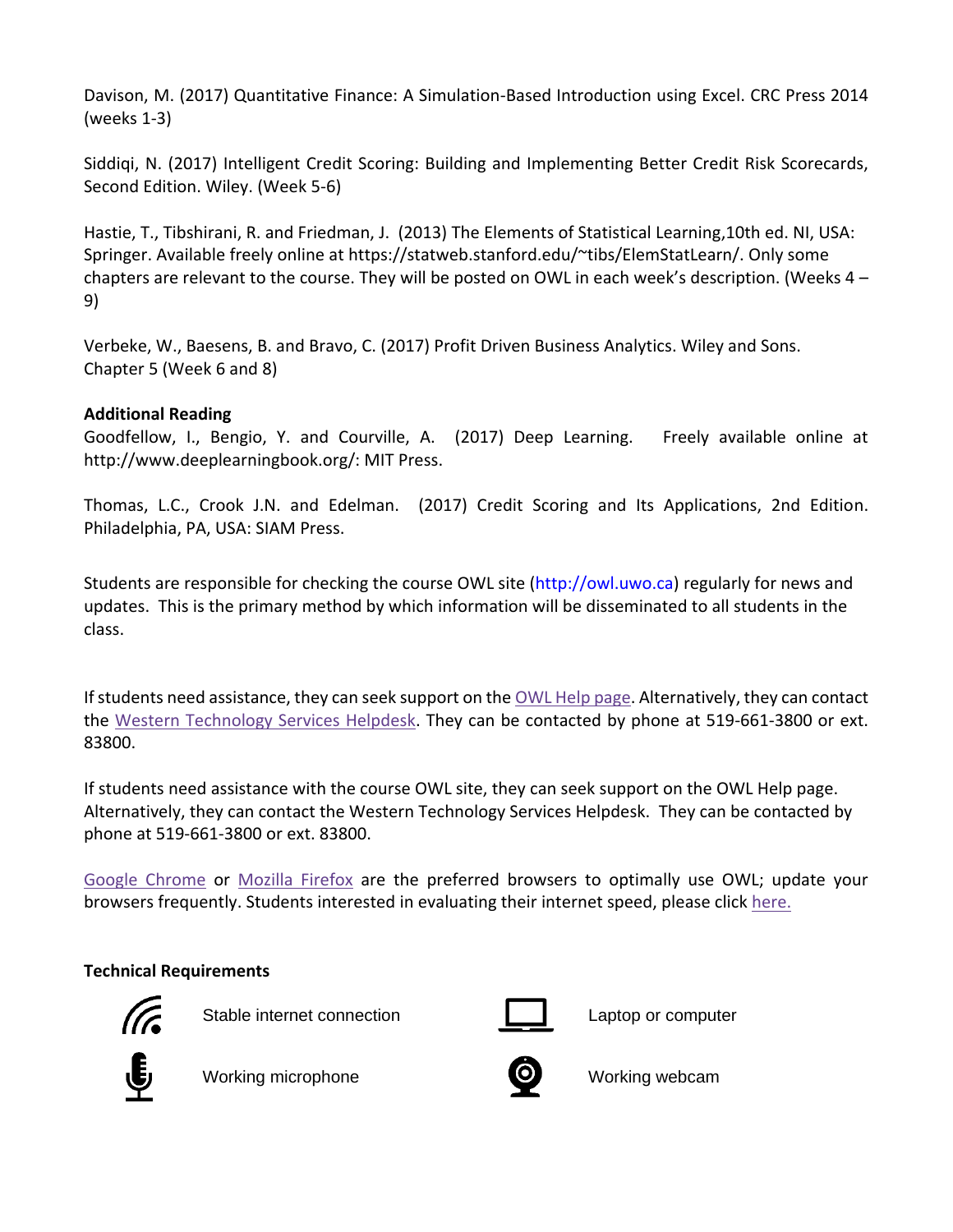Davison, M. (2017) Quantitative Finance: A Simulation-Based Introduction using Excel. CRC Press 2014 (weeks 1-3)

Siddiqi, N. (2017) Intelligent Credit Scoring: Building and Implementing Better Credit Risk Scorecards, Second Edition. Wiley. (Week 5-6)

Hastie, T., Tibshirani, R. and Friedman, J. (2013) The Elements of Statistical Learning,10th ed. NI, USA: Springer. Available freely online at https://statweb.stanford.edu/~tibs/ElemStatLearn/. Only some chapters are relevant to the course. They will be posted on OWL in each week's description. (Weeks 4 – 9)

Verbeke, W., Baesens, B. and Bravo, C. (2017) Profit Driven Business Analytics. Wiley and Sons. Chapter 5 (Week 6 and 8)

**Additional Reading**

Goodfellow, I., Bengio, Y. and Courville, A. (2017) Deep Learning. Freely available online at http://www.deeplearningbook.org/: MIT Press.

Thomas, L.C., Crook J.N. and Edelman. (2017) Credit Scoring and Its Applications, 2nd Edition. Philadelphia, PA, USA: SIAM Press.

Students are responsible for checking the course OWL site (http://owl.uwo.ca) regularly for news and updates. This is the primary method by which information will be disseminated to all students in the class.

If students need assistance, they can seek support on the OWL Help page. Alternatively, they can contact the Western Technology Services Helpdesk. They can be contacted by phone at 519-661-3800 or ext. 83800.

If students need assistance with the course OWL site, they can seek support on the OWL Help page. Alternatively, they can contact the Western Technology Services Helpdesk. They can be contacted by phone at 519-661-3800 or ext. 83800.

Google Chrome or Mozilla Firefox are the preferred browsers to optimally use OWL; update your browsers frequently. Students interested in evaluating their internet speed, please click here.

**Technical Requirements**

- Stable internet connection
- Laptop or computer
- Working microphone
- Working webcam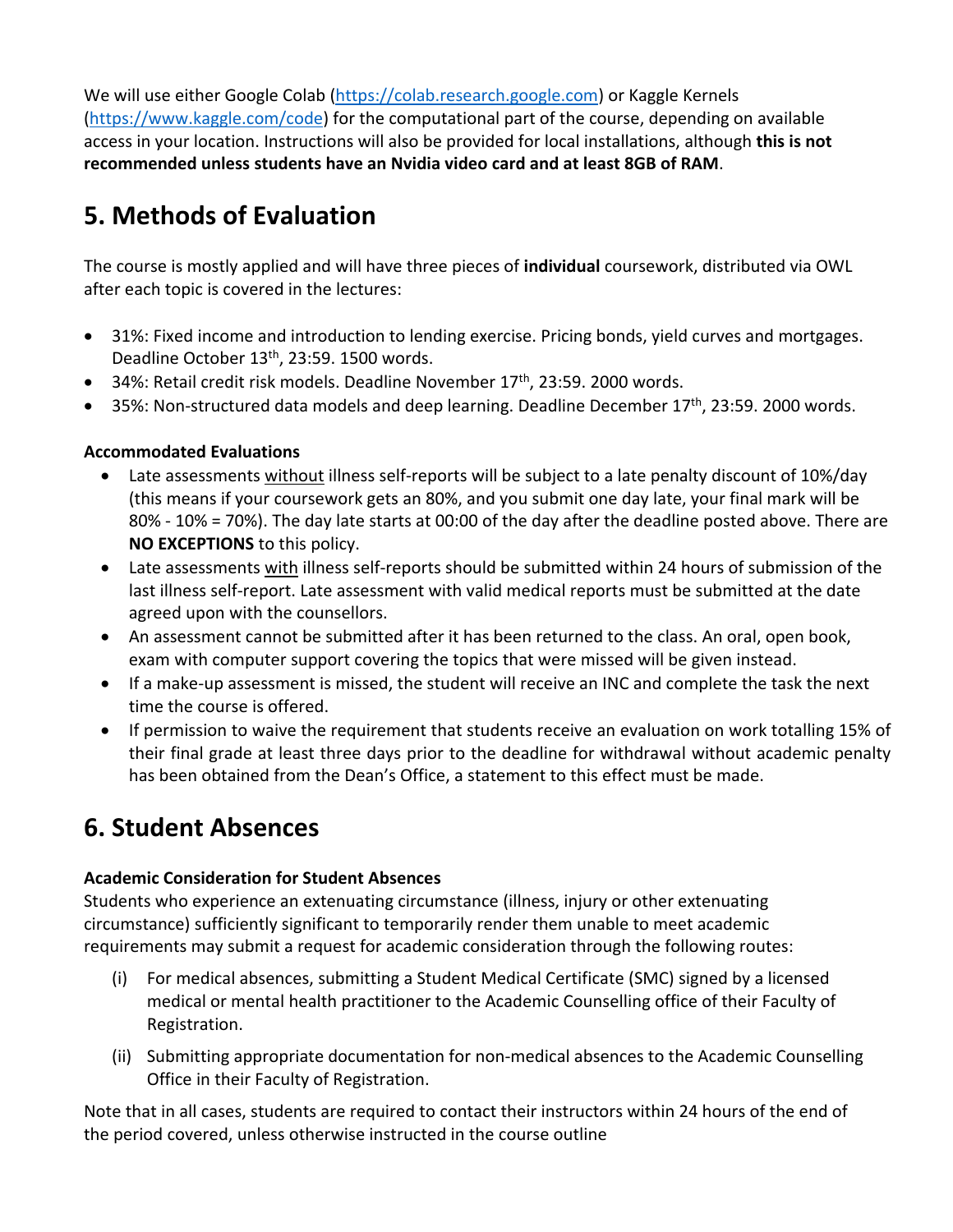We will use either Google Colab (https://colab.research.google.com) or Kaggle Kernels (https://www.kaggle.com/code) for the computational part of the course, depending on available access in your location. Instructions will also be provided for local installations, although **this is not recommended unless students have an Nvidia video card and at least 8GB of RAM**.

## 5. Methods of Evaluation

The course is mostly applied and will have three pieces of **individual** coursework, distributed via OWL after each topic is covered in the lectures:

- 31%: Fixed income and introduction to lending exercise. Pricing bonds, yield curves and mortgages. Deadline October 13th, 23:59. 1500 words.
- 34%: Retail credit risk models. Deadline November 17th, 23:59. 2000 words.
- 35%: Non-structured data models and deep learning. Deadline December 17th, 23:59. 2000 words.

**Accommodated Evaluations**

- Late assessments without illness self-reports will be subject to a late penalty discount of 10%/day (this means if your coursework gets an 80%, and you submit one day late, your final mark will be 80% - 10% = 70%). The day late starts at 00:00 of the day after the deadline posted above. There are **NO EXCEPTIONS** to this policy.
- Late assessments with illness self-reports should be submitted within 24 hours of submission of the last illness self-report. Late assessment with valid medical reports must be submitted at the date agreed upon with the counsellors.
- An assessment cannot be submitted after it has been returned to the class. An oral, open book, exam with computer support covering the topics that were missed will be given instead.
- If a make-up assessment is missed, the student will receive an INC and complete the task the next time the course is offered.
- If permission to waive the requirement that students receive an evaluation on work totalling 15% of their final grade at least three days prior to the deadline for withdrawal without academic penalty has been obtained from the Dean's Office, a statement to this effect must be made.

## 6. Student Absences

**Academic Consideration for Student Absences**

Students who experience an extenuating circumstance (illness, injury or other extenuating circumstance) sufficiently significant to temporarily render them unable to meet academic requirements may submit a request for academic consideration through the following routes:

(i) For medical absences, submitting a Student Medical Certificate (SMC) signed by a licensed medical or mental health practitioner to the Academic Counselling office of their Faculty of Registration.

(ii) Submitting appropriate documentation for non-medical absences to the Academic Counselling Office in their Faculty of Registration.

Note that in all cases, students are required to contact their instructors within 24 hours of the end of the period covered, unless otherwise instructed in the course outline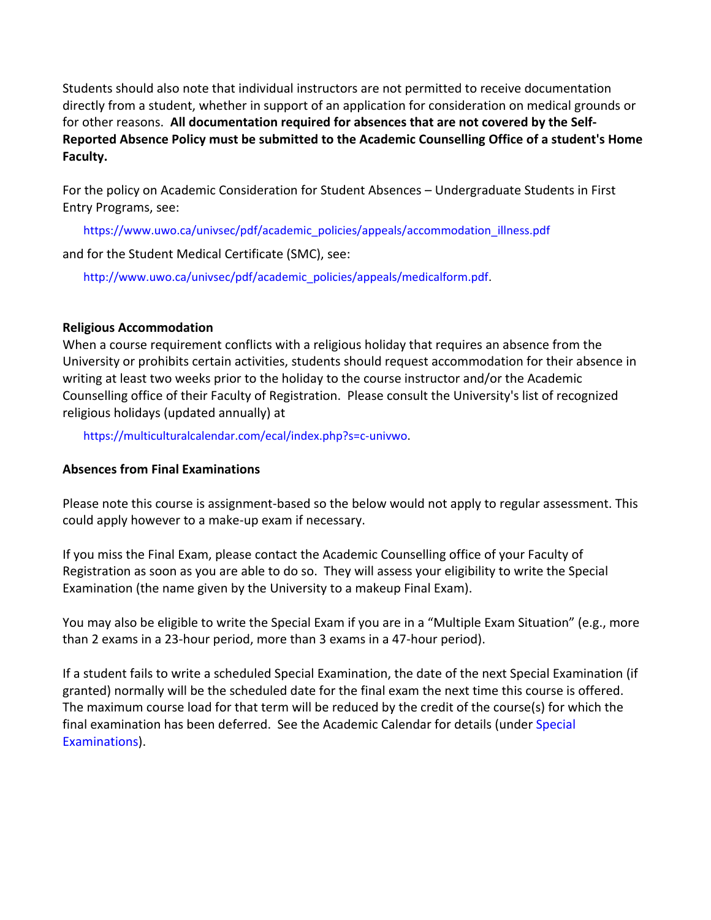Students should also note that individual instructors are not permitted to receive documentation directly from a student, whether in support of an application for consideration on medical grounds or for other reasons. **All documentation required for absences that are not covered by the Self-Reported Absence Policy must be submitted to the Academic Counselling Office of a student's Home Faculty.**

For the policy on Academic Consideration for Student Absences – Undergraduate Students in First Entry Programs, see:

https://www.uwo.ca/univsec/pdf/academic_policies/appeals/accommodation_illness.pdf

and for the Student Medical Certificate (SMC), see:

http://www.uwo.ca/univsec/pdf/academic_policies/appeals/medicalform.pdf.

**Religious Accommodation**

When a course requirement conflicts with a religious holiday that requires an absence from the University or prohibits certain activities, students should request accommodation for their absence in writing at least two weeks prior to the holiday to the course instructor and/or the Academic Counselling office of their Faculty of Registration. Please consult the University's list of recognized religious holidays (updated annually) at

https://multiculturalcalendar.com/ecal/index.php?s=c-univwo.

**Absences from Final Examinations**

Please note this course is assignment-based so the below would not apply to regular assessment. This could apply however to a make-up exam if necessary.

If you miss the Final Exam, please contact the Academic Counselling office of your Faculty of Registration as soon as you are able to do so. They will assess your eligibility to write the Special Examination (the name given by the University to a makeup Final Exam).

You may also be eligible to write the Special Exam if you are in a "Multiple Exam Situation" (e.g., more than 2 exams in a 23-hour period, more than 3 exams in a 47-hour period).

If a student fails to write a scheduled Special Examination, the date of the next Special Examination (if granted) normally will be the scheduled date for the final exam the next time this course is offered. The maximum course load for that term will be reduced by the credit of the course(s) for which the final examination has been deferred. See the Academic Calendar for details (under Special Examinations).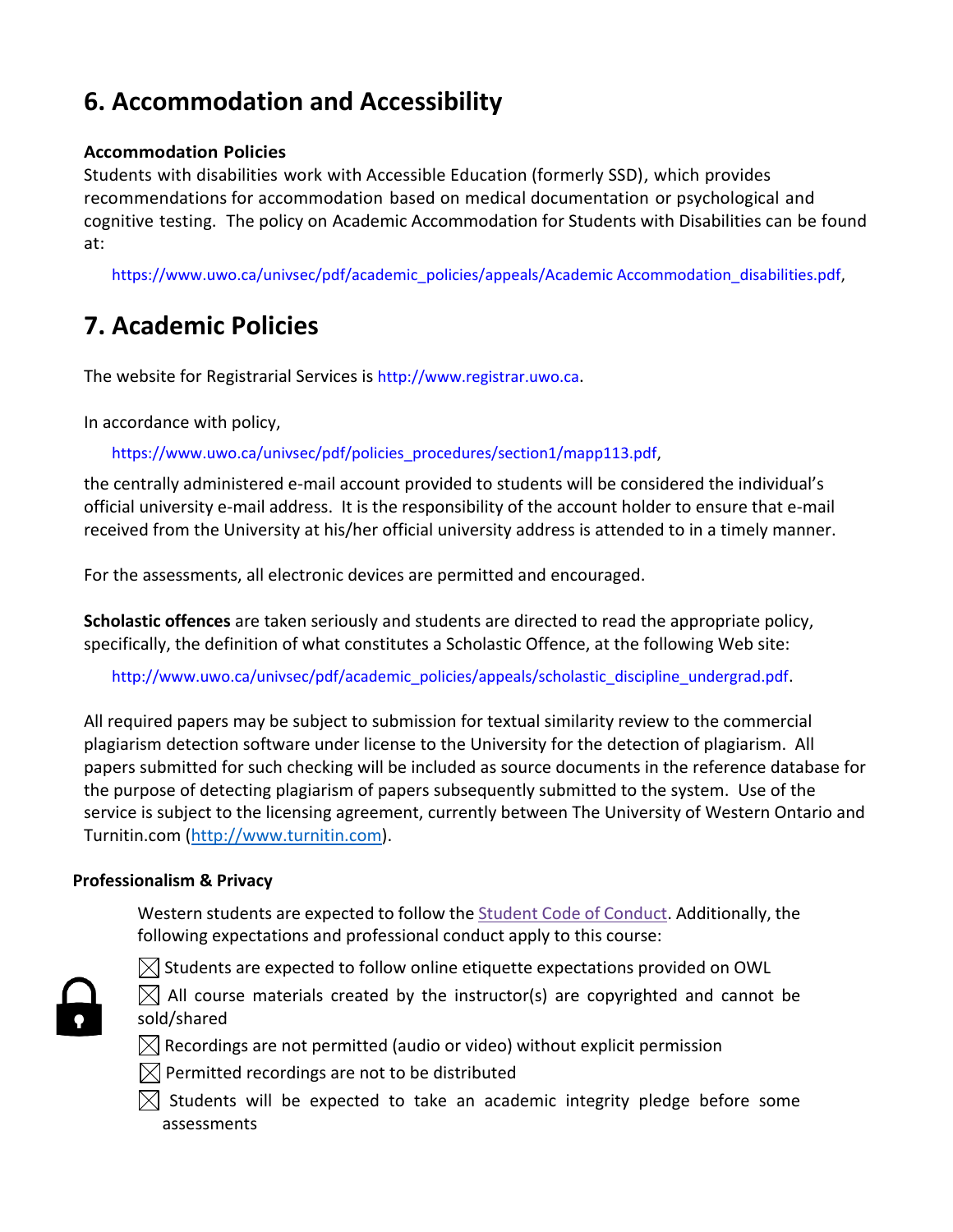## 6. Accommodation and Accessibility

### Accommodation Policies

Students with disabilities work with Accessible Education (formerly SSD), which provides recommendations for accommodation based on medical documentation or psychological and cognitive testing. The policy on Academic Accommodation for Students with Disabilities can be found at:

https://www.uwo.ca/univsec/pdf/academic_policies/appeals/Academic Accommodation_disabilities.pdf,

## 7. Academic Policies

The website for Registrarial Services is http://www.registrar.uwo.ca.

In accordance with policy,

https://www.uwo.ca/univsec/pdf/policies_procedures/section1/mapp113.pdf,

the centrally administered e-mail account provided to students will be considered the individual's official university e-mail address. It is the responsibility of the account holder to ensure that e-mail received from the University at his/her official university address is attended to in a timely manner.

For the assessments, all electronic devices are permitted and encouraged.

**Scholastic offences** are taken seriously and students are directed to read the appropriate policy, specifically, the definition of what constitutes a Scholastic Offence, at the following Web site:

http://www.uwo.ca/univsec/pdf/academic_policies/appeals/scholastic_discipline_undergrad.pdf.

All required papers may be subject to submission for textual similarity review to the commercial plagiarism detection software under license to the University for the detection of plagiarism. All papers submitted for such checking will be included as source documents in the reference database for the purpose of detecting plagiarism of papers subsequently submitted to the system. Use of the service is subject to the licensing agreement, currently between The University of Western Ontario and Turnitin.com (http://www.turnitin.com).

### Professionalism & Privacy

Western students are expected to follow the Student Code of Conduct. Additionally, the following expectations and professional conduct apply to this course:

- ☒ Students are expected to follow online etiquette expectations provided on OWL
- ☒ All course materials created by the instructor(s) are copyrighted and cannot be sold/shared
- ☒ Recordings are not permitted (audio or video) without explicit permission
- ☒ Permitted recordings are not to be distributed
- ☒ Students will be expected to take an academic integrity pledge before some assessments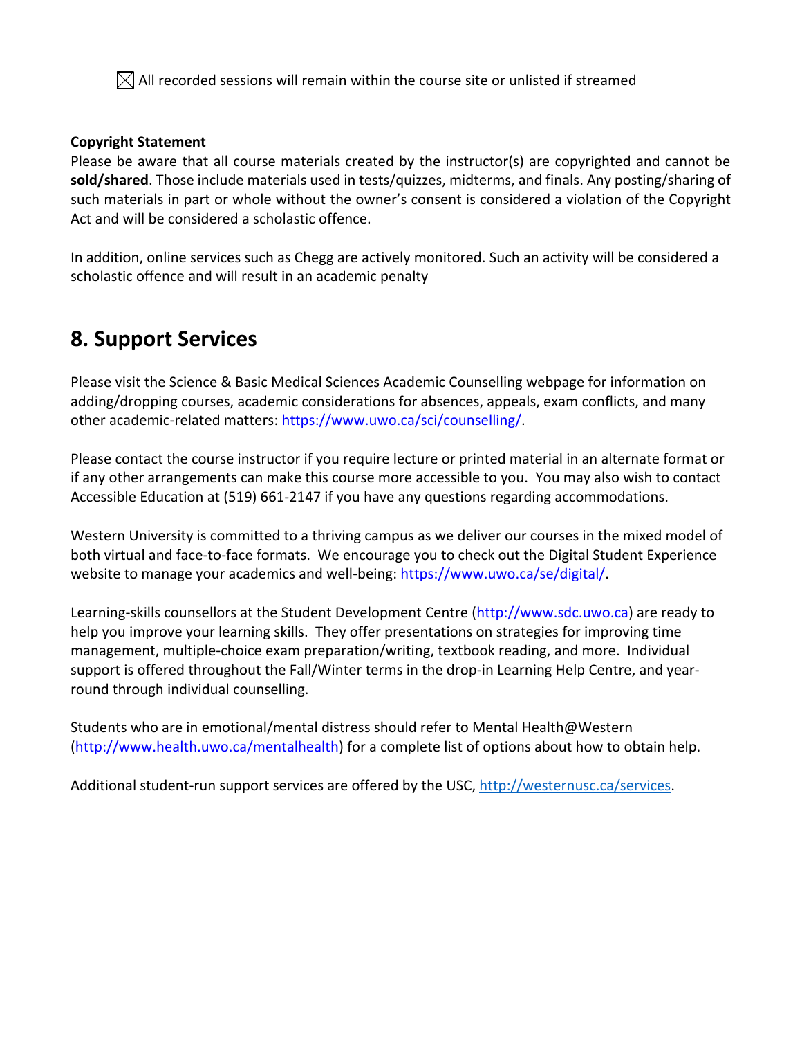☒ All recorded sessions will remain within the course site or unlisted if streamed

**Copyright Statement**

Please be aware that all course materials created by the instructor(s) are copyrighted and cannot be **sold/shared**. Those include materials used in tests/quizzes, midterms, and finals. Any posting/sharing of such materials in part or whole without the owner's consent is considered a violation of the Copyright Act and will be considered a scholastic offence.

In addition, online services such as Chegg are actively monitored. Such an activity will be considered a scholastic offence and will result in an academic penalty

## 8. Support Services

Please visit the Science & Basic Medical Sciences Academic Counselling webpage for information on adding/dropping courses, academic considerations for absences, appeals, exam conflicts, and many other academic-related matters: https://www.uwo.ca/sci/counselling/.

Please contact the course instructor if you require lecture or printed material in an alternate format or if any other arrangements can make this course more accessible to you. You may also wish to contact Accessible Education at (519) 661-2147 if you have any questions regarding accommodations.

Western University is committed to a thriving campus as we deliver our courses in the mixed model of both virtual and face-to-face formats. We encourage you to check out the Digital Student Experience website to manage your academics and well-being: https://www.uwo.ca/se/digital/.

Learning-skills counsellors at the Student Development Centre (http://www.sdc.uwo.ca) are ready to help you improve your learning skills. They offer presentations on strategies for improving time management, multiple-choice exam preparation/writing, textbook reading, and more. Individual support is offered throughout the Fall/Winter terms in the drop-in Learning Help Centre, and year-round through individual counselling.

Students who are in emotional/mental distress should refer to Mental Health@Western (http://www.health.uwo.ca/mentalhealth) for a complete list of options about how to obtain help.

Additional student-run support services are offered by the USC, http://westernusc.ca/services.